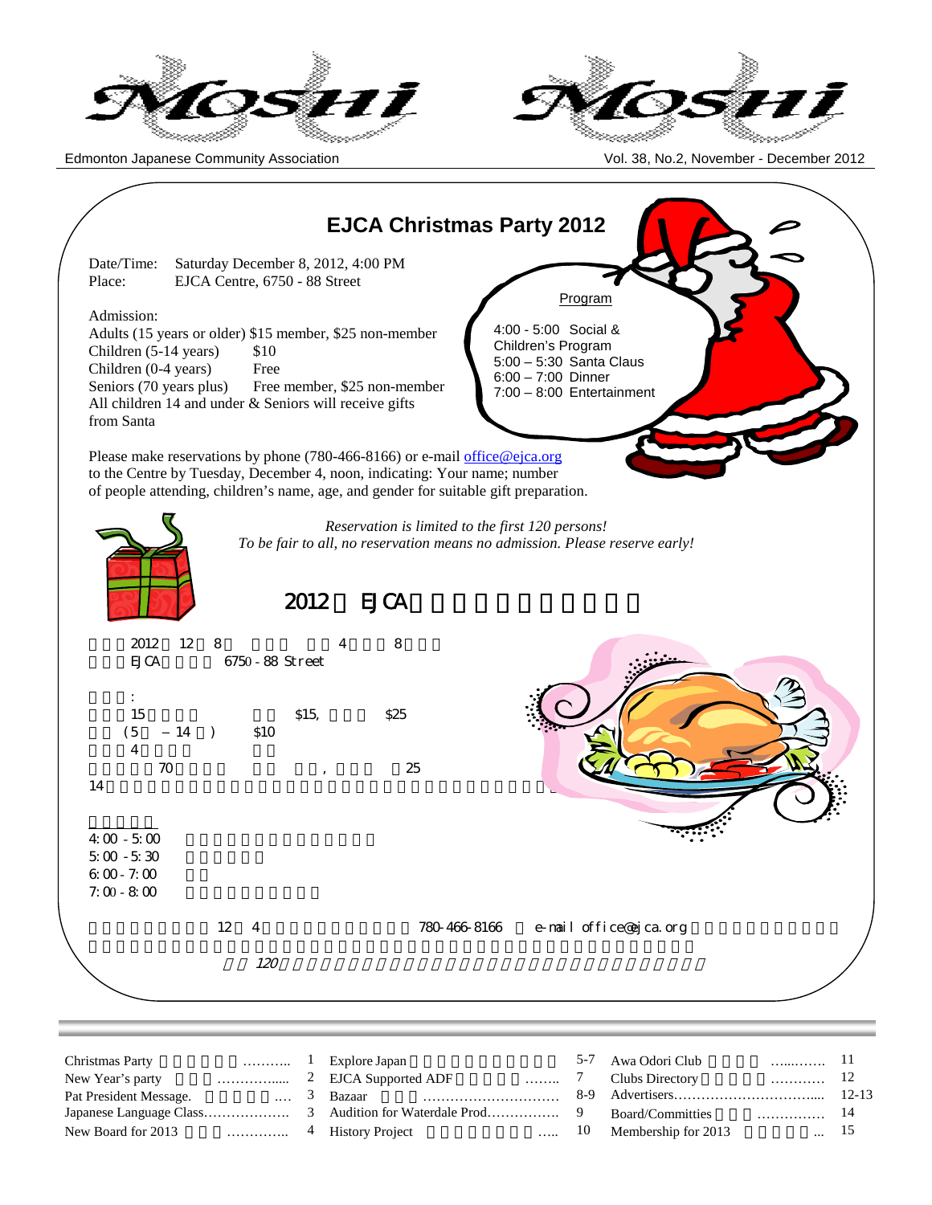# Moshi

Edmonton Japanese Community Association

## EJCA Christmas Party 2012

Date/Time: Saturday December 8, 2012, 4:00 PM
Place: EJCA Centre, 6750 - 88 Street

Admission:
Adults (15 years or older) $15 member, $25 non-member
Children (5-14 years) $10
Children (0-4 years) Free
Seniors (70 years plus) Free member, $25 non-member
All children 14 and under & Seniors will receive gifts from Santa

**Program**

4:00 - 5:00 Social & Children's Program
5:00 – 5:30 Santa Claus
6:00 – 7:00 Dinner
7:00 – 8:00 Entertainment

Please make reservations by phone (780-466-8166) or e-mail office@ejca.org to the Centre by Tuesday, December 4, noon, indicating: Your name; number of people attending, children's name, age, and gender for suitable gift preparation.

*Reservation is limited to the first 120 persons!*
*To be fair to all, no reservation means no admission. Please reserve early!*

## 2012 EJCA

2012 12 8 4 8
EJCA 6750 - 88 Street

:
15 $15, $25
(5 – 14 ) $10
4
70 , 25
14

4:00 - 5:00
5:00 - 5:30
6:00 - 7:00
7:00 - 8:00

12 4 780-466-8166 e-mail office@ejca.org

*120*

---

| | | | | | | | |
|---|---|---|---|---|---|---|---|
| Christmas Party ……….. | 1 | Explore Japan | 5-7 | Awa Odori Club …....……. | 11 |
| New Year's party …………..... | 2 | EJCA Supported ADF …….. | 7 | Clubs Directory ………… | 12 |
| Pat President Message. …. | 3 | Bazaar ………………………… | 8-9 | Advertisers………………………..... | 12-13 |
| Japanese Language Class………………. | 3 | Audition for Waterdale Prod……………. | 9 | Board/Committies …………… | 14 |
| New Board for 2013 ………….. | 4 | History Project ….. | 10 | Membership for 2013 ... | 15 |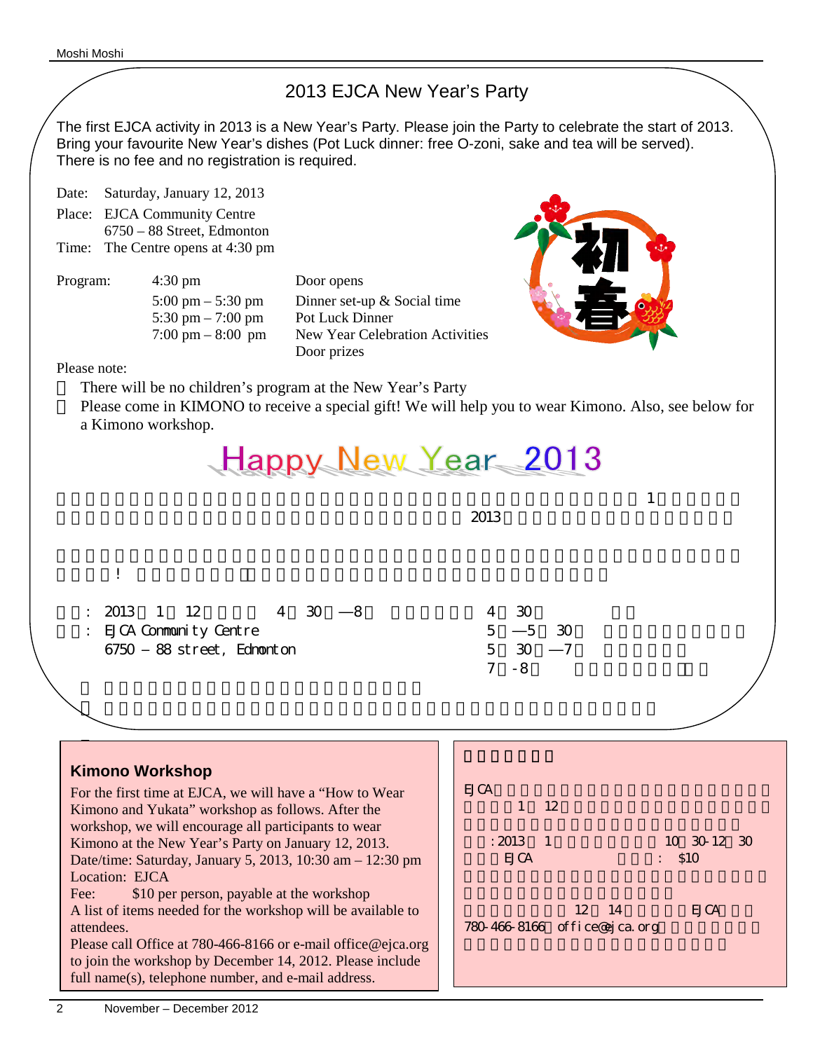## 2013 EJCA New Year's Party

The first EJCA activity in 2013 is a New Year's Party. Please join the Party to celebrate the start of 2013. Bring your favourite New Year's dishes (Pot Luck dinner: free O-zoni, sake and tea will be served). There is no fee and no registration is required.

Date: Saturday, January 12, 2013

Place: EJCA Community Centre
6750 – 88 Street, Edmonton

Time: The Centre opens at 4:30 pm

| Program: | | |
|---|---|---|
| | 4:30 pm | Door opens |
| | 5:00 pm – 5:30 pm | Dinner set-up & Social time |
| | 5:30 pm – 7:00 pm | Pot Luck Dinner |
| | 7:00 pm – 8:00 pm | New Year Celebration Activities<br>Door prizes |

Please note:

- There will be no children's program at the New Year's Party
- Please come in KIMONO to receive a special gift! We will help you to wear Kimono. Also, see below for a Kimono workshop.

**Happy New Year 2013**

1
2013

!

: 2013 1 12 4 30 —8
: EJCA Community Centre
6750 – 88 street, Edmonton

4 30
5 —5 30
5 30 —7
7 -8

### Kimono Workshop

For the first time at EJCA, we will have a "How to Wear Kimono and Yukata" workshop as follows. After the workshop, we will encourage all participants to wear Kimono at the New Year's Party on January 12, 2013.

Date/time: Saturday, January 5, 2013, 10:30 am – 12:30 pm

Location: EJCA

Fee: $10 per person, payable at the workshop

A list of items needed for the workshop will be available to attendees.

Please call Office at 780-466-8166 or e-mail office@ejca.org to join the workshop by December 14, 2012. Please include full name(s), telephone number, and e-mail address.

EJCA
1 12

:2013 1 10 30-12 30
EJCA : $10

12 14 EJCA
780-466-8166 office@ejca.org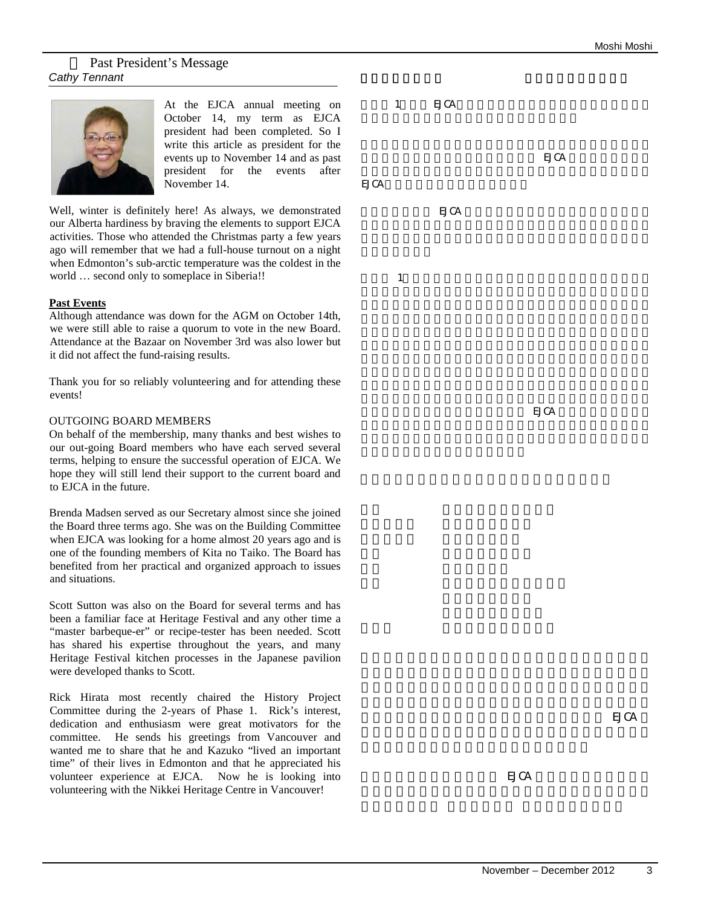## Past President's Message

*Cathy Tennant*

At the EJCA annual meeting on October 14, my term as EJCA president had been completed. So I write this article as president for the events up to November 14 and as past president for the events after November 14.

Well, winter is definitely here! As always, we demonstrated our Alberta hardiness by braving the elements to support EJCA activities. Those who attended the Christmas party a few years ago will remember that we had a full-house turnout on a night when Edmonton's sub-arctic temperature was the coldest in the world … second only to someplace in Siberia!!

**Past Events**

Although attendance was down for the AGM on October 14th, we were still able to raise a quorum to vote in the new Board. Attendance at the Bazaar on November 3rd was also lower but it did not affect the fund-raising results.

Thank you for so reliably volunteering and for attending these events!

OUTGOING BOARD MEMBERS

On behalf of the membership, many thanks and best wishes to our out-going Board members who have each served several terms, helping to ensure the successful operation of EJCA. We hope they will still lend their support to the current board and to EJCA in the future.

Brenda Madsen served as our Secretary almost since she joined the Board three terms ago. She was on the Building Committee when EJCA was looking for a home almost 20 years ago and is one of the founding members of Kita no Taiko. The Board has benefited from her practical and organized approach to issues and situations.

Scott Sutton was also on the Board for several terms and has been a familiar face at Heritage Festival and any other time a "master barbeque-er" or recipe-tester has been needed. Scott has shared his expertise throughout the years, and many Heritage Festival kitchen processes in the Japanese pavilion were developed thanks to Scott.

Rick Hirata most recently chaired the History Project Committee during the 2-years of Phase 1. Rick's interest, dedication and enthusiasm were great motivators for the committee. He sends his greetings from Vancouver and wanted me to share that he and Kazuko "lived an important time" of their lives in Edmonton and that he appreciated his volunteer experience at EJCA. Now he is looking into volunteering with the Nikkei Heritage Centre in Vancouver!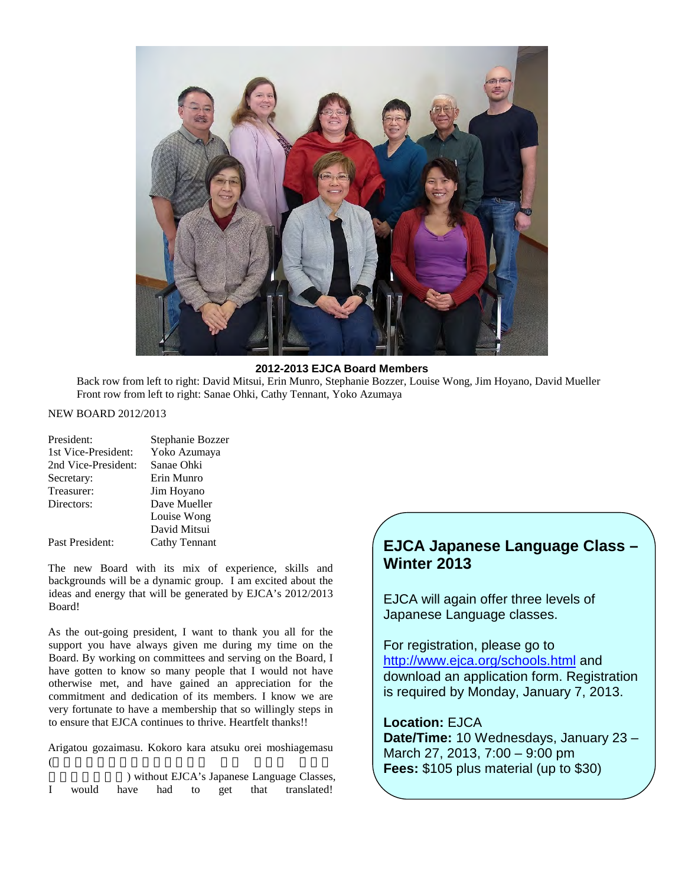**2012-2013 EJCA Board Members**

Back row from left to right: David Mitsui, Erin Munro, Stephanie Bozzer, Louise Wong, Jim Hoyano, David Mueller
Front row from left to right: Sanae Ohki, Cathy Tennant, Yoko Azumaya

NEW BOARD 2012/2013

| | |
|---|---|
| President: | Stephanie Bozzer |
| 1st Vice-President: | Yoko Azumaya |
| 2nd Vice-President: | Sanae Ohki |
| Secretary: | Erin Munro |
| Treasurer: | Jim Hoyano |
| Directors: | Dave Mueller |
| | Louise Wong |
| | David Mitsui |
| Past President: | Cathy Tennant |

The new Board with its mix of experience, skills and backgrounds will be a dynamic group. I am excited about the ideas and energy that will be generated by EJCA's 2012/2013 Board!

As the out-going president, I want to thank you all for the support you have always given me during my time on the Board. By working on committees and serving on the Board, I have gotten to know so many people that I would not have otherwise met, and have gained an appreciation for the commitment and dedication of its members. I know we are very fortunate to have a membership that so willingly steps in to ensure that EJCA continues to thrive. Heartfelt thanks!!

Arigatou gozaimasu. Kokoro kara atsuku orei moshiagemasu ( ) without EJCA's Japanese Language Classes, I would have had to get that translated!

## EJCA Japanese Language Class – Winter 2013

EJCA will again offer three levels of Japanese Language classes.

For registration, please go to http://www.ejca.org/schools.html and download an application form. Registration is required by Monday, January 7, 2013.

**Location:** EJCA
**Date/Time:** 10 Wednesdays, January 23 – March 27, 2013, 7:00 – 9:00 pm
**Fees:** $105 plus material (up to $30)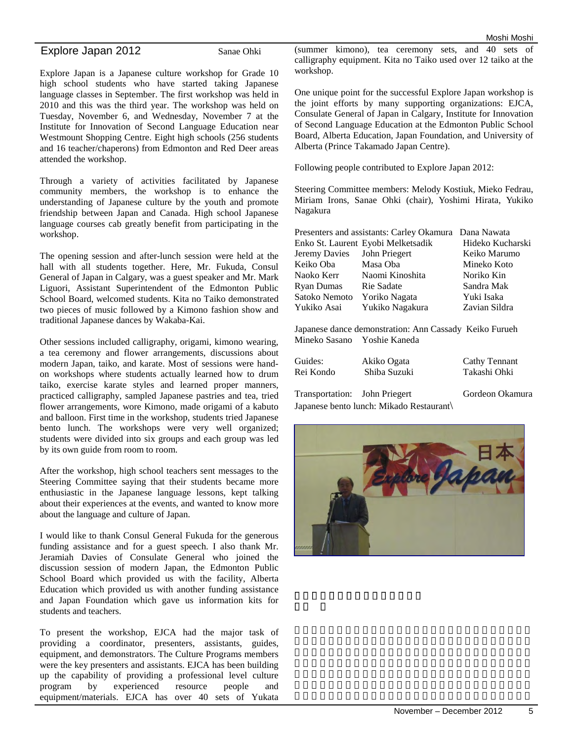## Explore Japan 2012

Sanae Ohki

Explore Japan is a Japanese culture workshop for Grade 10 high school students who have started taking Japanese language classes in September. The first workshop was held in 2010 and this was the third year. The workshop was held on Tuesday, November 6, and Wednesday, November 7 at the Institute for Innovation of Second Language Education near Westmount Shopping Centre. Eight high schools (256 students and 16 teacher/chaperons) from Edmonton and Red Deer areas attended the workshop.

Through a variety of activities facilitated by Japanese community members, the workshop is to enhance the understanding of Japanese culture by the youth and promote friendship between Japan and Canada. High school Japanese language courses cab greatly benefit from participating in the workshop.

The opening session and after-lunch session were held at the hall with all students together. Here, Mr. Fukuda, Consul General of Japan in Calgary, was a guest speaker and Mr. Mark Liguori, Assistant Superintendent of the Edmonton Public School Board, welcomed students. Kita no Taiko demonstrated two pieces of music followed by a Kimono fashion show and traditional Japanese dances by Wakaba-Kai.

Other sessions included calligraphy, origami, kimono wearing, a tea ceremony and flower arrangements, discussions about modern Japan, taiko, and karate. Most of sessions were hand-on workshops where students actually learned how to drum taiko, exercise karate styles and learned proper manners, practiced calligraphy, sampled Japanese pastries and tea, tried flower arrangements, wore Kimono, made origami of a kabuto and balloon. First time in the workshop, students tried Japanese bento lunch. The workshops were very well organized; students were divided into six groups and each group was led by its own guide from room to room.

After the workshop, high school teachers sent messages to the Steering Committee saying that their students became more enthusiastic in the Japanese language lessons, kept talking about their experiences at the events, and wanted to know more about the language and culture of Japan.

I would like to thank Consul General Fukuda for the generous funding assistance and for a guest speech. I also thank Mr. Jeramiah Davies of Consulate General who joined the discussion session of modern Japan, the Edmonton Public School Board which provided us with the facility, Alberta Education which provided us with another funding assistance and Japan Foundation which gave us information kits for students and teachers.

To present the workshop, EJCA had the major task of providing a coordinator, presenters, assistants, guides, equipment, and demonstrators. The Culture Programs members were the key presenters and assistants. EJCA has been building up the capability of providing a professional level culture program by experienced resource people and equipment/materials. EJCA has over 40 sets of Yukata (summer kimono), tea ceremony sets, and 40 sets of calligraphy equipment. Kita no Taiko used over 12 taiko at the workshop.

One unique point for the successful Explore Japan workshop is the joint efforts by many supporting organizations: EJCA, Consulate General of Japan in Calgary, Institute for Innovation of Second Language Education at the Edmonton Public School Board, Alberta Education, Japan Foundation, and University of Alberta (Prince Takamado Japan Centre).

Following people contributed to Explore Japan 2012:

Steering Committee members: Melody Kostiuk, Mieko Fedrau, Miriam Irons, Sanae Ohki (chair), Yoshimi Hirata, Yukiko Nagakura

Presenters and assistants: Carley Okamura, Dana Nawata, Enko St. Laurent, Eyobi Melketsadik, Hideko Kucharski, Jeremy Davies, John Priegert, Keiko Marumo, Keiko Oba, Masa Oba, Mineko Koto, Naoko Kerr, Naomi Kinoshita, Noriko Kin, Ryan Dumas, Rie Sadate, Sandra Mak, Satoko Nemoto, Yoriko Nagata, Yuki Isaka, Yukiko Asai, Yukiko Nagakura, Zavian Sildra

Japanese dance demonstration: Ann Cassady, Keiko Furueh, Mineko Sasano, Yoshie Kaneda

Guides: Akiko Ogata, Cathy Tennant, Rei Kondo, Shiba Suzuki, Takashi Ohki

Transportation: John Priegert, Gordeon Okamura

Japanese bento lunch: Mikado Restaurant\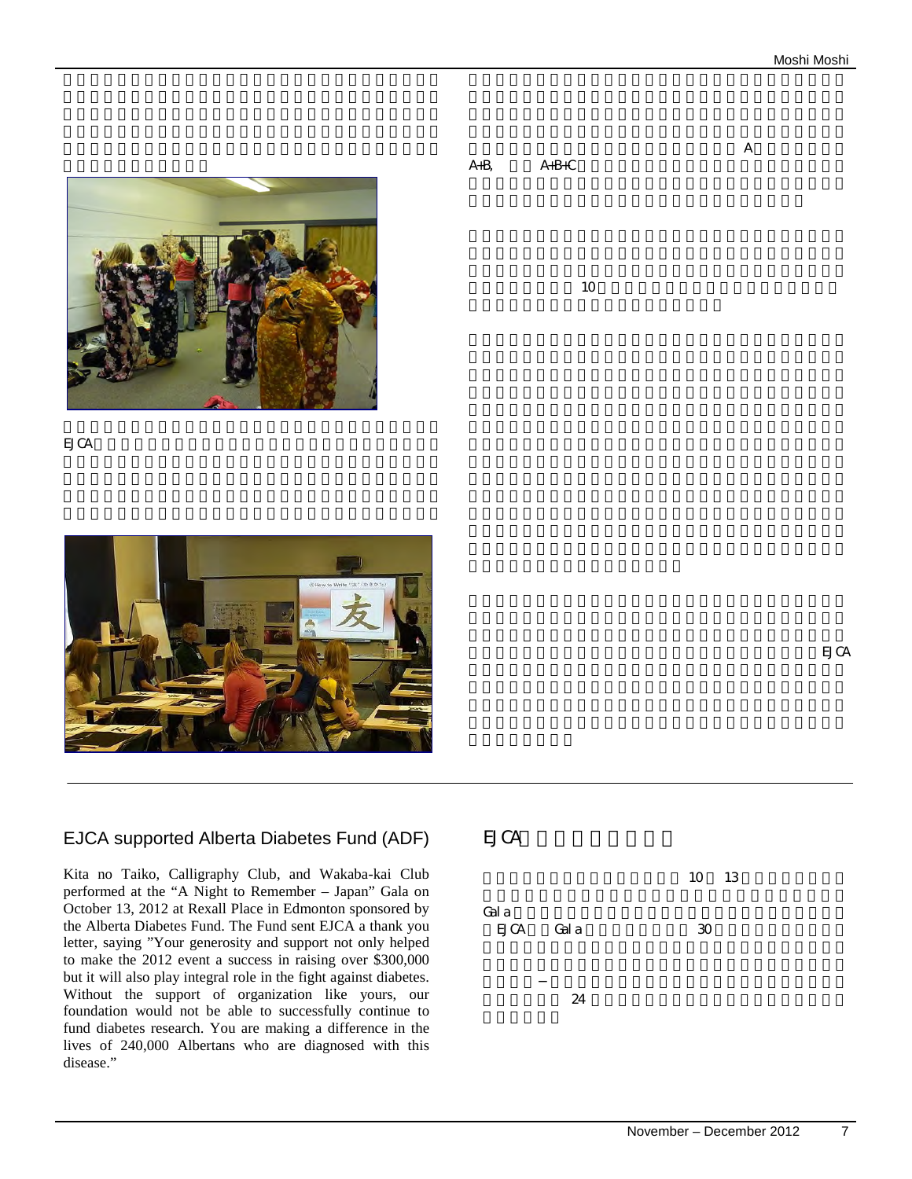A

A+B, A+B+C

10

EJCA

EJCA

## EJCA supported Alberta Diabetes Fund (ADF)

Kita no Taiko, Calligraphy Club, and Wakaba-kai Club performed at the "A Night to Remember – Japan" Gala on October 13, 2012 at Rexall Place in Edmonton sponsored by the Alberta Diabetes Fund. The Fund sent EJCA a thank you letter, saying "Your generosity and support not only helped to make the 2012 event a success in raising over $300,000 but it will also play integral role in the fight against diabetes. Without the support of organization like yours, our foundation would not be able to successfully continue to fund diabetes research. You are making a difference in the lives of 240,000 Albertans who are diagnosed with this disease."

## EJCA

10 13

Gala

EJCA Gala 30

–

24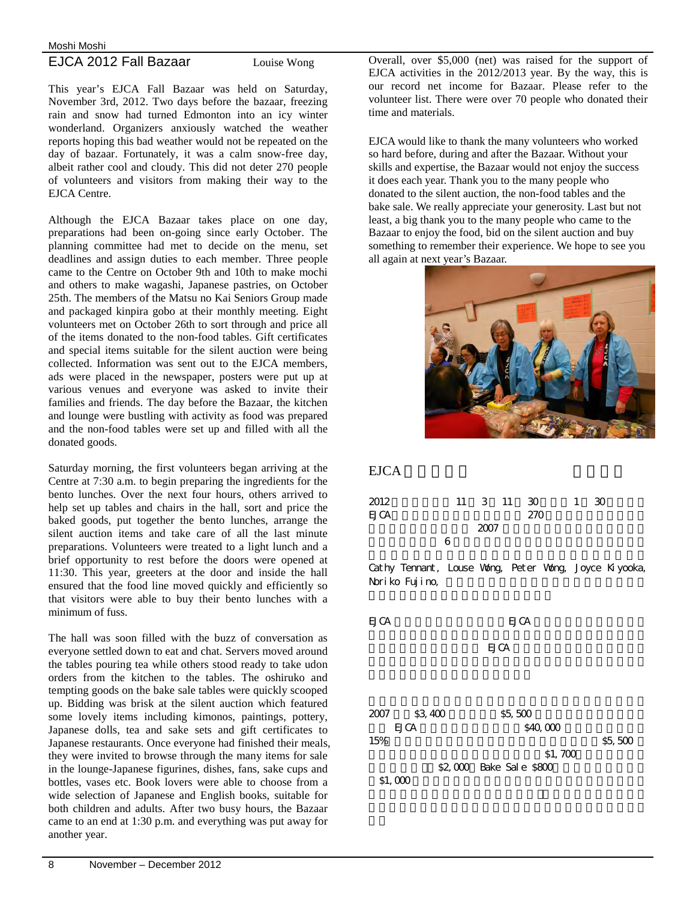## EJCA 2012 Fall Bazaar

Louise Wong

This year's EJCA Fall Bazaar was held on Saturday, November 3rd, 2012. Two days before the bazaar, freezing rain and snow had turned Edmonton into an icy winter wonderland. Organizers anxiously watched the weather reports hoping this bad weather would not be repeated on the day of bazaar. Fortunately, it was a calm snow-free day, albeit rather cool and cloudy. This did not deter 270 people of volunteers and visitors from making their way to the EJCA Centre.

Although the EJCA Bazaar takes place on one day, preparations had been on-going since early October. The planning committee had met to decide on the menu, set deadlines and assign duties to each member. Three people came to the Centre on October 9th and 10th to make mochi and others to make wagashi, Japanese pastries, on October 25th. The members of the Matsu no Kai Seniors Group made and packaged kinpira gobo at their monthly meeting. Eight volunteers met on October 26th to sort through and price all of the items donated to the non-food tables. Gift certificates and special items suitable for the silent auction were being collected. Information was sent out to the EJCA members, ads were placed in the newspaper, posters were put up at various venues and everyone was asked to invite their families and friends. The day before the Bazaar, the kitchen and lounge were bustling with activity as food was prepared and the non-food tables were set up and filled with all the donated goods.

Saturday morning, the first volunteers began arriving at the Centre at 7:30 a.m. to begin preparing the ingredients for the bento lunches. Over the next four hours, others arrived to help set up tables and chairs in the hall, sort and price the baked goods, put together the bento lunches, arrange the silent auction items and take care of all the last minute preparations. Volunteers were treated to a light lunch and a brief opportunity to rest before the doors were opened at 11:30. This year, greeters at the door and inside the hall ensured that the food line moved quickly and efficiently so that visitors were able to buy their bento lunches with a minimum of fuss.

The hall was soon filled with the buzz of conversation as everyone settled down to eat and chat. Servers moved around the tables pouring tea while others stood ready to take udon orders from the kitchen to the tables. The oshiruko and tempting goods on the bake sale tables were quickly scooped up. Bidding was brisk at the silent auction which featured some lovely items including kimonos, paintings, pottery, Japanese dolls, tea and sake sets and gift certificates to Japanese restaurants. Once everyone had finished their meals, they were invited to browse through the many items for sale in the lounge-Japanese figurines, dishes, fans, sake cups and bottles, vases etc. Book lovers were able to choose from a wide selection of Japanese and English books, suitable for both children and adults. After two busy hours, the Bazaar came to an end at 1:30 p.m. and everything was put away for another year.

Overall, over $5,000 (net) was raised for the support of EJCA activities in the 2012/2013 year. By the way, this is our record net income for Bazaar. Please refer to the volunteer list. There were over 70 people who donated their time and materials.

EJCA would like to thank the many volunteers who worked so hard before, during and after the Bazaar. Without your skills and expertise, the Bazaar would not enjoy the success it does each year. Thank you to the many people who donated to the silent auction, the non-food tables and the bake sale. We really appreciate your generosity. Last but not least, a big thank you to the many people who came to the Bazaar to enjoy the food, bid on the silent auction and buy something to remember their experience. We hope to see you all again at next year's Bazaar.

## EJCA

2012 11 3 11 30 1 30
EJCA 270
2007
6

Cathy Tennant, Louse Wong, Peter Wong, Joyce Kiyooka, Noriko Fujino,

EJCA EJCA
EJCA

2007 $3,400 $5,500
EJCA $40,000
15% $5,500
$1,700
$2,000 Bake Sale $800
$1,000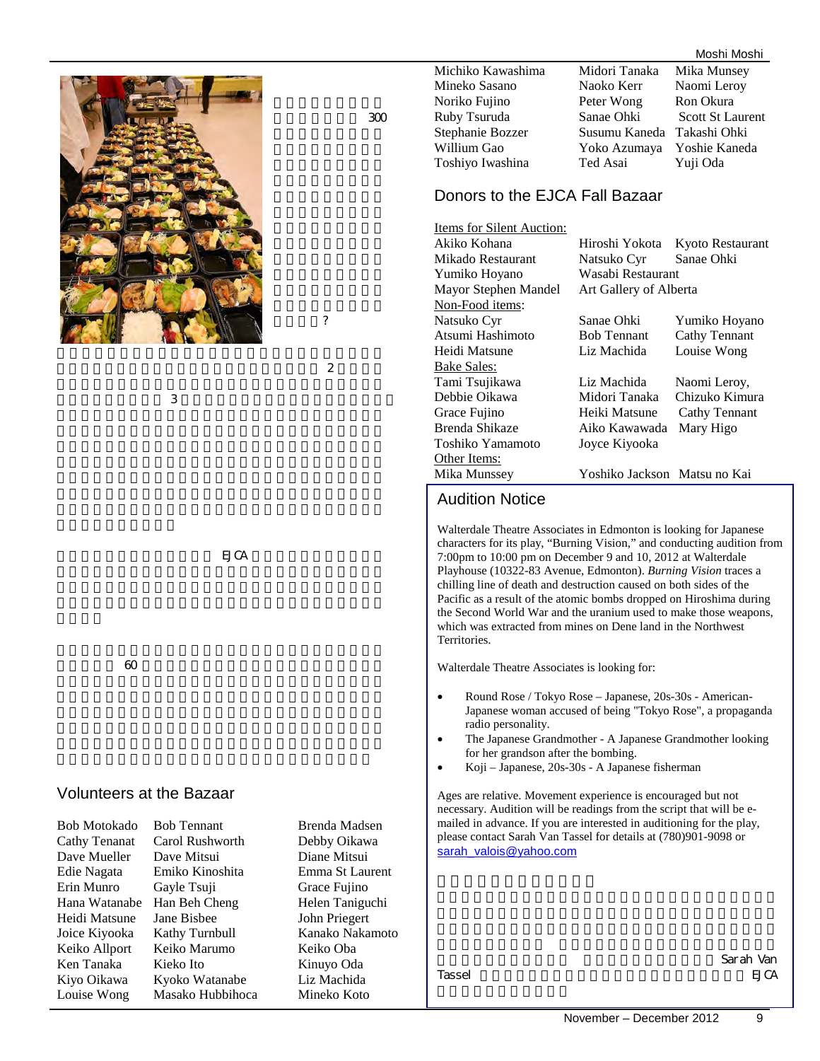300

?

2

3

EJCA

60

## Volunteers at the Bazaar

| | | |
|---|---|---|
| Bob Motokado | Bob Tennant | Brenda Madsen |
| Cathy Tenanat | Carol Rushworth | Debby Oikawa |
| Dave Mueller | Dave Mitsui | Diane Mitsui |
| Edie Nagata | Emiko Kinoshita | Emma St Laurent |
| Erin Munro | Gayle Tsuji | Grace Fujino |
| Hana Watanabe | Han Beh Cheng | Helen Taniguchi |
| Heidi Matsune | Jane Bisbee | John Priegert |
| Joice Kiyooka | Kathy Turnbull | Kanako Nakamoto |
| Keiko Allport | Keiko Marumo | Keiko Oba |
| Ken Tanaka | Kieko Ito | Kinuyo Oda |
| Kiyo Oikawa | Kyoko Watanabe | Liz Machida |
| Louise Wong | Masako Hubbihoca | Mineko Koto |
| Michiko Kawashima | Midori Tanaka | Mika Munsey |
| Mineko Sasano | Naoko Kerr | Naomi Leroy |
| Noriko Fujino | Peter Wong | Ron Okura |
| Ruby Tsuruda | Sanae Ohki | Scott St Laurent |
| Stephanie Bozzer | Susumu Kaneda | Takashi Ohki |
| Willium Gao | Yoko Azumaya | Yoshie Kaneda |
| Toshiyo Iwashina | Ted Asai | Yuji Oda |

## Donors to the EJCA Fall Bazaar

Items for Silent Auction:

| | | |
|---|---|---|
| Akiko Kohana | Hiroshi Yokota | Kyoto Restaurant |
| Mikado Restaurant | Natsuko Cyr | Sanae Ohki |
| Yumiko Hoyano | Wasabi Restaurant | |
| Mayor Stephen Mandel | Art Gallery of Alberta | |

Non-Food items:

| | | |
|---|---|---|
| Natsuko Cyr | Sanae Ohki | Yumiko Hoyano |
| Atsumi Hashimoto | Bob Tennant | Cathy Tennant |
| Heidi Matsune | Liz Machida | Louise Wong |

Bake Sales:

| | | |
|---|---|---|
| Tami Tsujikawa | Liz Machida | Naomi Leroy, |
| Debbie Oikawa | Midori Tanaka | Chizuko Kimura |
| Grace Fujino | Heiki Matsune | Cathy Tennant |
| Brenda Shikaze | Aiko Kawawada | Mary Higo |
| Toshiko Yamamoto | Joyce Kiyooka | |

Other Items:

| | | |
|---|---|---|
| Mika Munssey | Yoshiko Jackson | Matsu no Kai |

## Audition Notice

Walterdale Theatre Associates in Edmonton is looking for Japanese characters for its play, "Burning Vision," and conducting audition from 7:00pm to 10:00 pm on December 9 and 10, 2012 at Walterdale Playhouse (10322-83 Avenue, Edmonton). *Burning Vision* traces a chilling line of death and destruction caused on both sides of the Pacific as a result of the atomic bombs dropped on Hiroshima during the Second World War and the uranium used to make those weapons, which was extracted from mines on Dene land in the Northwest Territories.

Walterdale Theatre Associates is looking for:

- Round Rose / Tokyo Rose – Japanese, 20s-30s - American-Japanese woman accused of being "Tokyo Rose", a propaganda radio personality.
- The Japanese Grandmother - A Japanese Grandmother looking for her grandson after the bombing.
- Koji – Japanese, 20s-30s - A Japanese fisherman

Ages are relative. Movement experience is encouraged but not necessary. Audition will be readings from the script that will be e-mailed in advance. If you are interested in auditioning for the play, please contact Sarah Van Tassel for details at (780)901-9098 or sarah_valois@yahoo.com

Sarah Van Tassel EJCA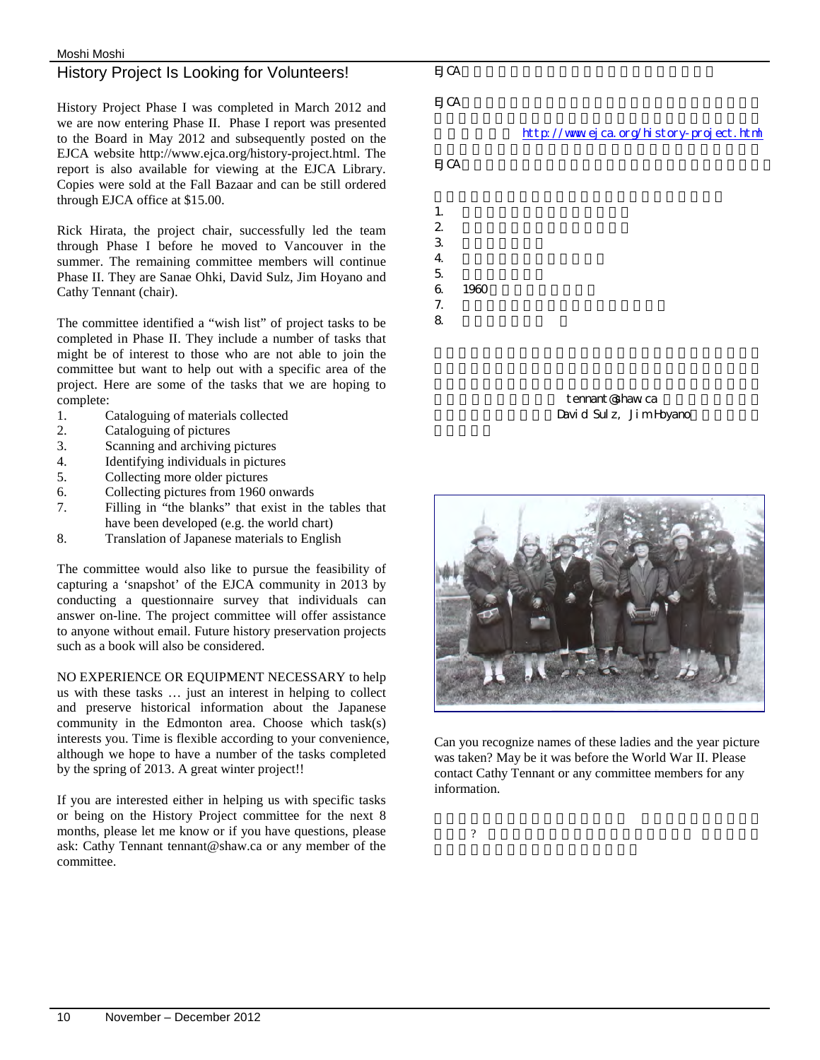## History Project Is Looking for Volunteers!

History Project Phase I was completed in March 2012 and we are now entering Phase II. Phase I report was presented to the Board in May 2012 and subsequently posted on the EJCA website http://www.ejca.org/history-project.html. The report is also available for viewing at the EJCA Library. Copies were sold at the Fall Bazaar and can be still ordered through EJCA office at $15.00.

Rick Hirata, the project chair, successfully led the team through Phase I before he moved to Vancouver in the summer. The remaining committee members will continue Phase II. They are Sanae Ohki, David Sulz, Jim Hoyano and Cathy Tennant (chair).

The committee identified a "wish list" of project tasks to be completed in Phase II. They include a number of tasks that might be of interest to those who are not able to join the committee but want to help out with a specific area of the project. Here are some of the tasks that we are hoping to complete:

1. Cataloguing of materials collected
2. Cataloguing of pictures
3. Scanning and archiving pictures
4. Identifying individuals in pictures
5. Collecting more older pictures
6. Collecting pictures from 1960 onwards
7. Filling in "the blanks" that exist in the tables that have been developed (e.g. the world chart)
8. Translation of Japanese materials to English

The committee would also like to pursue the feasibility of capturing a 'snapshot' of the EJCA community in 2013 by conducting a questionnaire survey that individuals can answer on-line. The project committee will offer assistance to anyone without email. Future history preservation projects such as a book will also be considered.

NO EXPERIENCE OR EQUIPMENT NECESSARY to help us with these tasks … just an interest in helping to collect and preserve historical information about the Japanese community in the Edmonton area. Choose which task(s) interests you. Time is flexible according to your convenience, although we hope to have a number of the tasks completed by the spring of 2013. A great winter project!!

If you are interested either in helping us with specific tasks or being on the History Project committee for the next 8 months, please let me know or if you have questions, please ask: Cathy Tennant tennant@shaw.ca or any member of the committee.

EJCA

EJCA

http://www.ejca.org/history-project.html

EJCA

1.
2.
3.
4.
5.
6. 1960
7.
8.

tennant@shaw.ca

David Sulz, Jim Hoyano

Can you recognize names of these ladies and the year picture was taken? May be it was before the World War II. Please contact Cathy Tennant or any committee members for any information.

?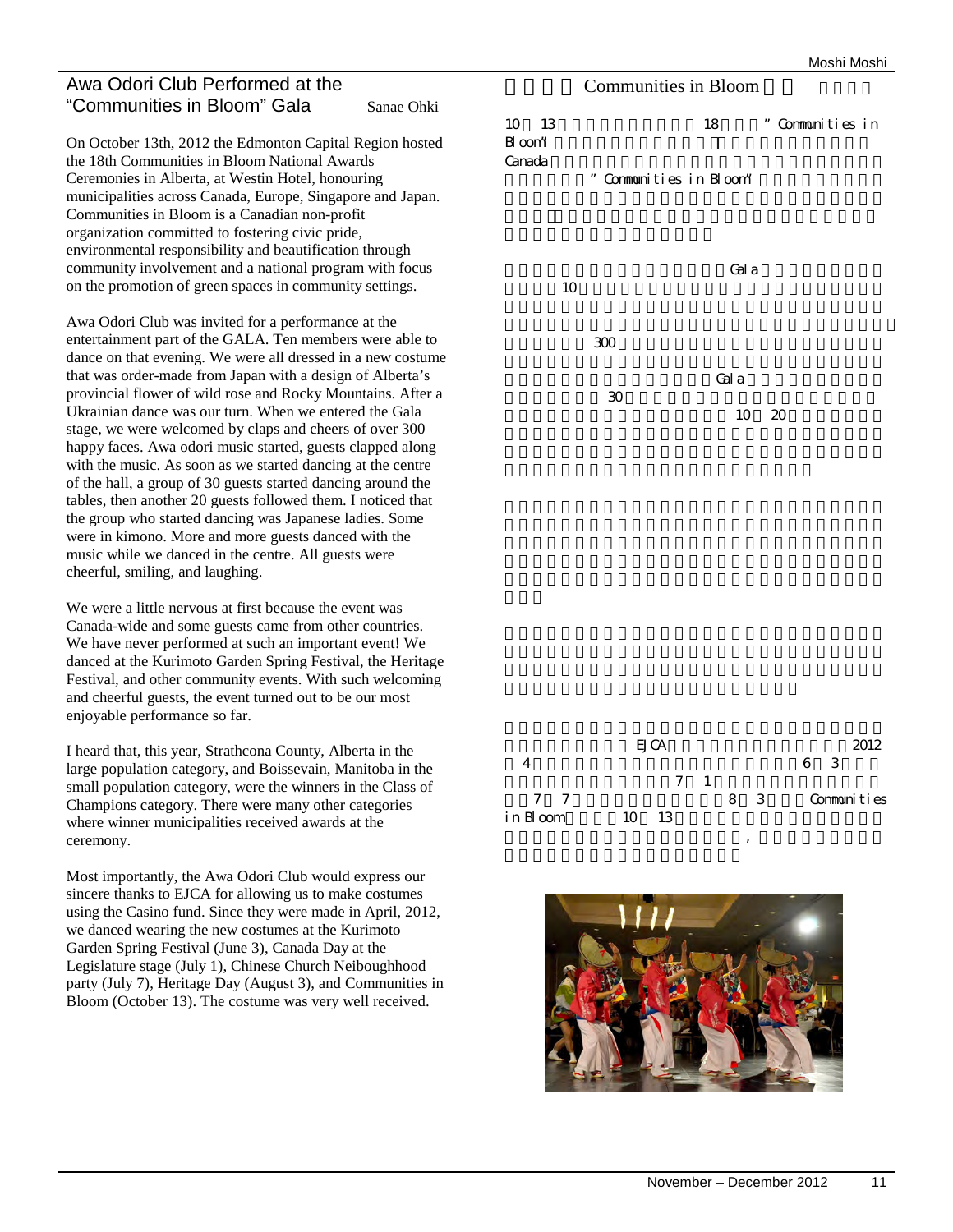## Awa Odori Club Performed at the "Communities in Bloom" Gala

Sanae Ohki

On October 13th, 2012 the Edmonton Capital Region hosted the 18th Communities in Bloom National Awards Ceremonies in Alberta, at Westin Hotel, honouring municipalities across Canada, Europe, Singapore and Japan. Communities in Bloom is a Canadian non-profit organization committed to fostering civic pride, environmental responsibility and beautification through community involvement and a national program with focus on the promotion of green spaces in community settings.

Awa Odori Club was invited for a performance at the entertainment part of the GALA. Ten members were able to dance on that evening. We were all dressed in a new costume that was order-made from Japan with a design of Alberta's provincial flower of wild rose and Rocky Mountains. After a Ukrainian dance was our turn. When we entered the Gala stage, we were welcomed by claps and cheers of over 300 happy faces. Awa odori music started, guests clapped along with the music. As soon as we started dancing at the centre of the hall, a group of 30 guests started dancing around the tables, then another 20 guests followed them. I noticed that the group who started dancing was Japanese ladies. Some were in kimono. More and more guests danced with the music while we danced in the centre. All guests were cheerful, smiling, and laughing.

We were a little nervous at first because the event was Canada-wide and some guests came from other countries. We have never performed at such an important event! We danced at the Kurimoto Garden Spring Festival, the Heritage Festival, and other community events. With such welcoming and cheerful guests, the event turned out to be our most enjoyable performance so far.

I heard that, this year, Strathcona County, Alberta in the large population category, and Boissevain, Manitoba in the small population category, were the winners in the Class of Champions category. There were many other categories where winner municipalities received awards at the ceremony.

Most importantly, the Awa Odori Club would express our sincere thanks to EJCA for allowing us to make costumes using the Casino fund. Since they were made in April, 2012, we danced wearing the new costumes at the Kurimoto Garden Spring Festival (June 3), Canada Day at the Legislature stage (July 1), Chinese Church Neiboughhood party (July 7), Heritage Day (August 3), and Communities in Bloom (October 13). The costume was very well received.

## Communities in Bloom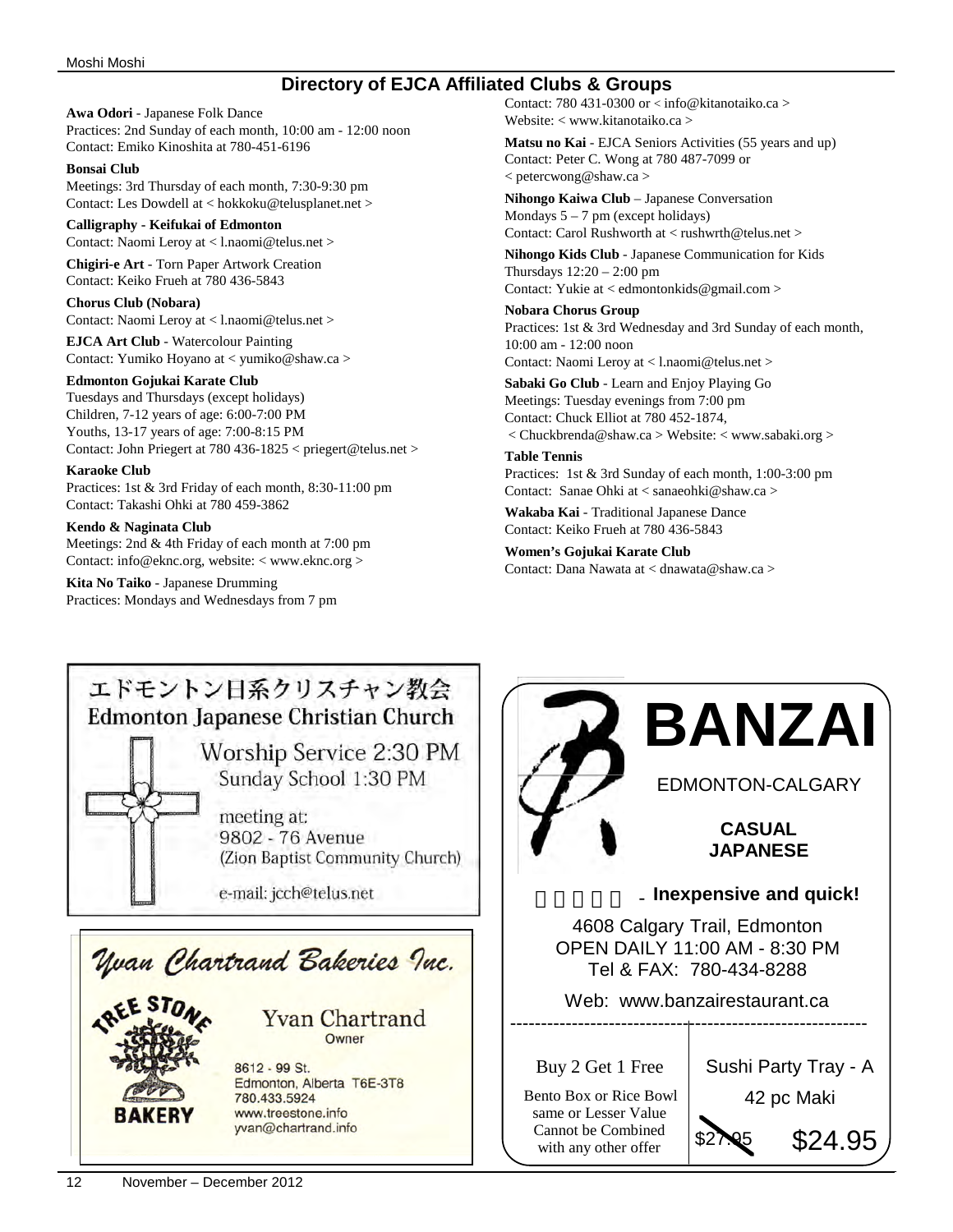## Directory of EJCA Affiliated Clubs & Groups

**Awa Odori** - Japanese Folk Dance
Practices: 2nd Sunday of each month, 10:00 am - 12:00 noon
Contact: Emiko Kinoshita at 780-451-6196

**Bonsai Club**
Meetings: 3rd Thursday of each month, 7:30-9:30 pm
Contact: Les Dowdell at < hokkoku@telusplanet.net >

**Calligraphy - Keifukai of Edmonton**
Contact: Naomi Leroy at < l.naomi@telus.net >

**Chigiri-e Art** - Torn Paper Artwork Creation
Contact: Keiko Frueh at 780 436-5843

**Chorus Club (Nobara)**
Contact: Naomi Leroy at < l.naomi@telus.net >

**EJCA Art Club** - Watercolour Painting
Contact: Yumiko Hoyano at < yumiko@shaw.ca >

**Edmonton Gojukai Karate Club**
Tuesdays and Thursdays (except holidays)
Children, 7-12 years of age: 6:00-7:00 PM
Youths, 13-17 years of age: 7:00-8:15 PM
Contact: John Priegert at 780 436-1825 < priegert@telus.net >

**Karaoke Club**
Practices: 1st & 3rd Friday of each month, 8:30-11:00 pm
Contact: Takashi Ohki at 780 459-3862

**Kendo & Naginata Club**
Meetings: 2nd & 4th Friday of each month at 7:00 pm
Contact: info@eknc.org, website: < www.eknc.org >

**Kita No Taiko** - Japanese Drumming
Practices: Mondays and Wednesdays from 7 pm
Contact: 780 431-0300 or < info@kitanotaiko.ca >
Website: < www.kitanotaiko.ca >

**Matsu no Kai** - EJCA Seniors Activities (55 years and up)
Contact: Peter C. Wong at 780 487-7099 or
< petercwong@shaw.ca >

**Nihongo Kaiwa Club** – Japanese Conversation
Mondays 5 – 7 pm (except holidays)
Contact: Carol Rushworth at < rushwrth@telus.net >

**Nihongo Kids Club** - Japanese Communication for Kids
Thursdays 12:20 – 2:00 pm
Contact: Yukie at < edmontonkids@gmail.com >

**Nobara Chorus Group**
Practices: 1st & 3rd Wednesday and 3rd Sunday of each month, 10:00 am - 12:00 noon
Contact: Naomi Leroy at < l.naomi@telus.net >

**Sabaki Go Club** - Learn and Enjoy Playing Go
Meetings: Tuesday evenings from 7:00 pm
Contact: Chuck Elliot at 780 452-1874,
< Chuckbrenda@shaw.ca > Website: < www.sabaki.org >

**Table Tennis**
Practices: 1st & 3rd Sunday of each month, 1:00-3:00 pm
Contact: Sanae Ohki at < sanaeohki@shaw.ca >

**Wakaba Kai** - Traditional Japanese Dance
Contact: Keiko Frueh at 780 436-5843

**Women's Gojukai Karate Club**
Contact: Dana Nawata at < dnawata@shaw.ca >

---

エドモントン日系クリスチャン教会
**Edmonton Japanese Christian Church**

Worship Service 2:30 PM
Sunday School 1:30 PM

meeting at:
9802 - 76 Avenue
(Zion Baptist Community Church)

e-mail: jcch@telus.net

---

*Yvan Chartrand Bakeries Inc.*

TREE STONE BAKERY

Yvan Chartrand
Owner

8612 - 99 St.
Edmonton, Alberta T6E-3T8
780.433.5924
www.treestone.info
yvan@chartrand.info

---

**BANZAI**

EDMONTON-CALGARY

**CASUAL JAPANESE**

**Inexpensive and quick!**

4608 Calgary Trail, Edmonton
OPEN DAILY 11:00 AM - 8:30 PM
Tel & FAX: 780-434-8288

Web: www.banzairestaurant.ca

Buy 2 Get 1 Free
Bento Box or Rice Bowl same or Lesser Value
Cannot be Combined with any other offer

Sushi Party Tray - A
42 pc Maki
~~$27.95~~ $24.95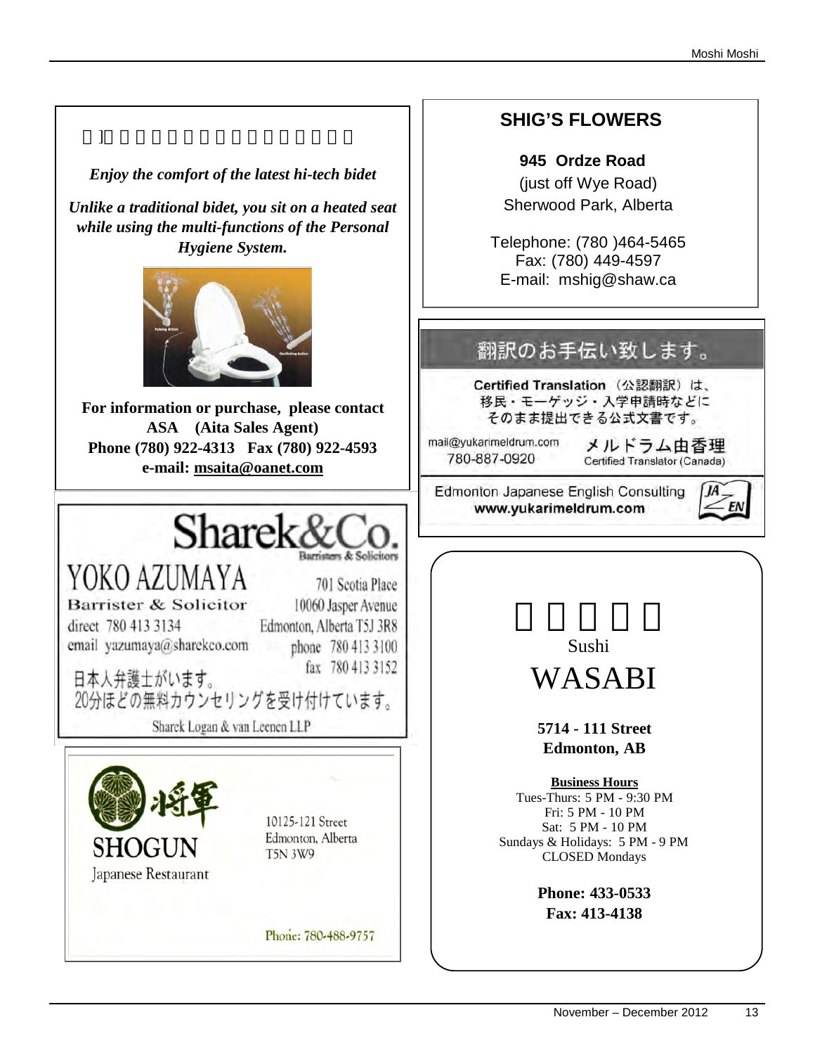Enjoy the comfort of the latest hi-tech bidet

*Unlike a traditional bidet, you sit on a heated seat while using the multi-functions of the Personal Hygiene System.*

**For information or purchase, please contact**
**ASA (Aita Sales Agent)**
**Phone (780) 922-4313 Fax (780) 922-4593**
**e-mail: msaita@oanet.com**

---

# Sharek&Co.

Barristers & Solicitors

YOKO AZUMAYA
Barrister & Solicitor
direct 780 413 3134
email yazumaya@sharekco.com

701 Scotia Place
10060 Jasper Avenue
Edmonton, Alberta T5J 3R8
phone 780 413 3100
fax 780 413 3152

日本人弁護士がいます。
20分ほどの無料カウンセリングを受け付けています。

Sharek Logan & van Leenen LLP

---

将軍
SHOGUN
Japanese Restaurant

10125-121 Street
Edmonton, Alberta
T5N 3W9

Phone: 780-488-9757

---

## SHIG'S FLOWERS

**945 Ordze Road**
(just off Wye Road)
Sherwood Park, Alberta

Telephone: (780 )464-5465
Fax: (780) 449-4597
E-mail: mshig@shaw.ca

---

## 翻訳のお手伝い致します。

**Certified Translation**（公認翻訳）は、
移民・モーゲッジ・入学申請時などに
そのまま提出できる公式文書です。

mail@yukarimeldrum.com
780-887-0920

メルドラム由香理
Certified Translator (Canada)

Edmonton Japanese English Consulting
**www.yukarimeldrum.com**

---

Sushi
# WASABI

**5714 - 111 Street**
**Edmonton, AB**

**Business Hours**
Tues-Thurs: 5 PM - 9:30 PM
Fri: 5 PM - 10 PM
Sat: 5 PM - 10 PM
Sundays & Holidays: 5 PM - 9 PM
CLOSED Mondays

**Phone: 433-0533**
**Fax: 413-4138**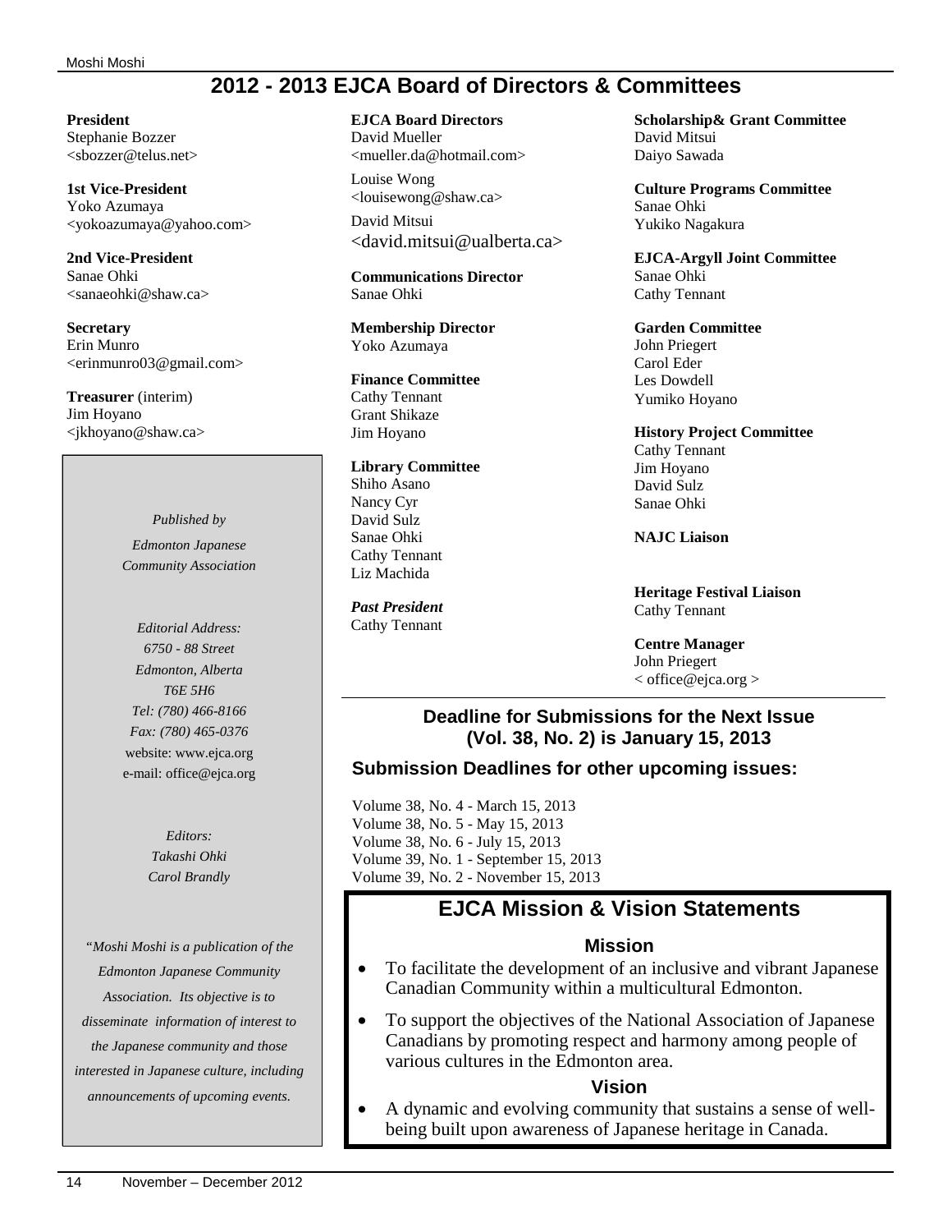# 2012 - 2013 EJCA Board of Directors & Committees

**President**
Stephanie Bozzer
<sbozzer@telus.net>

**1st Vice-President**
Yoko Azumaya
<yokoazumaya@yahoo.com>

**2nd Vice-President**
Sanae Ohki
<sanaeohki@shaw.ca>

**Secretary**
Erin Munro
<erinmunro03@gmail.com>

**Treasurer** (interim)
Jim Hoyano
<jkhoyano@shaw.ca>

*Published by*

*Edmonton Japanese Community Association*

*Editorial Address:*
*6750 - 88 Street*
*Edmonton, Alberta*
*T6E 5H6*
*Tel: (780) 466-8166*
*Fax: (780) 465-0376*
website: www.ejca.org
e-mail: office@ejca.org

*Editors:*
*Takashi Ohki*
*Carol Brandly*

*"Moshi Moshi is a publication of the Edmonton Japanese Community Association. Its objective is to disseminate information of interest to the Japanese community and those interested in Japanese culture, including announcements of upcoming events.*

**EJCA Board Directors**
David Mueller
<mueller.da@hotmail.com>

Louise Wong
<louisewong@shaw.ca>

David Mitsui
<david.mitsui@ualberta.ca>

**Communications Director**
Sanae Ohki

**Membership Director**
Yoko Azumaya

**Finance Committee**
Cathy Tennant
Grant Shikaze
Jim Hoyano

**Library Committee**
Shiho Asano
Nancy Cyr
David Sulz
Sanae Ohki
Cathy Tennant
Liz Machida

***Past President***
Cathy Tennant

**Scholarship& Grant Committee**
David Mitsui
Daiyo Sawada

**Culture Programs Committee**
Sanae Ohki
Yukiko Nagakura

**EJCA-Argyll Joint Committee**
Sanae Ohki
Cathy Tennant

**Garden Committee**
John Priegert
Carol Eder
Les Dowdell
Yumiko Hoyano

**History Project Committee**
Cathy Tennant
Jim Hoyano
David Sulz
Sanae Ohki

**NAJC Liaison**

**Heritage Festival Liaison**
Cathy Tennant

**Centre Manager**
John Priegert
< office@ejca.org >

### Deadline for Submissions for the Next Issue (Vol. 38, No. 2) is January 15, 2013

### Submission Deadlines for other upcoming issues:

Volume 38, No. 4 - March 15, 2013
Volume 38, No. 5 - May 15, 2013
Volume 38, No. 6 - July 15, 2013
Volume 39, No. 1 - September 15, 2013
Volume 39, No. 2 - November 15, 2013

## EJCA Mission & Vision Statements

### Mission

- To facilitate the development of an inclusive and vibrant Japanese Canadian Community within a multicultural Edmonton.
- To support the objectives of the National Association of Japanese Canadians by promoting respect and harmony among people of various cultures in the Edmonton area.

### Vision

- A dynamic and evolving community that sustains a sense of well-being built upon awareness of Japanese heritage in Canada.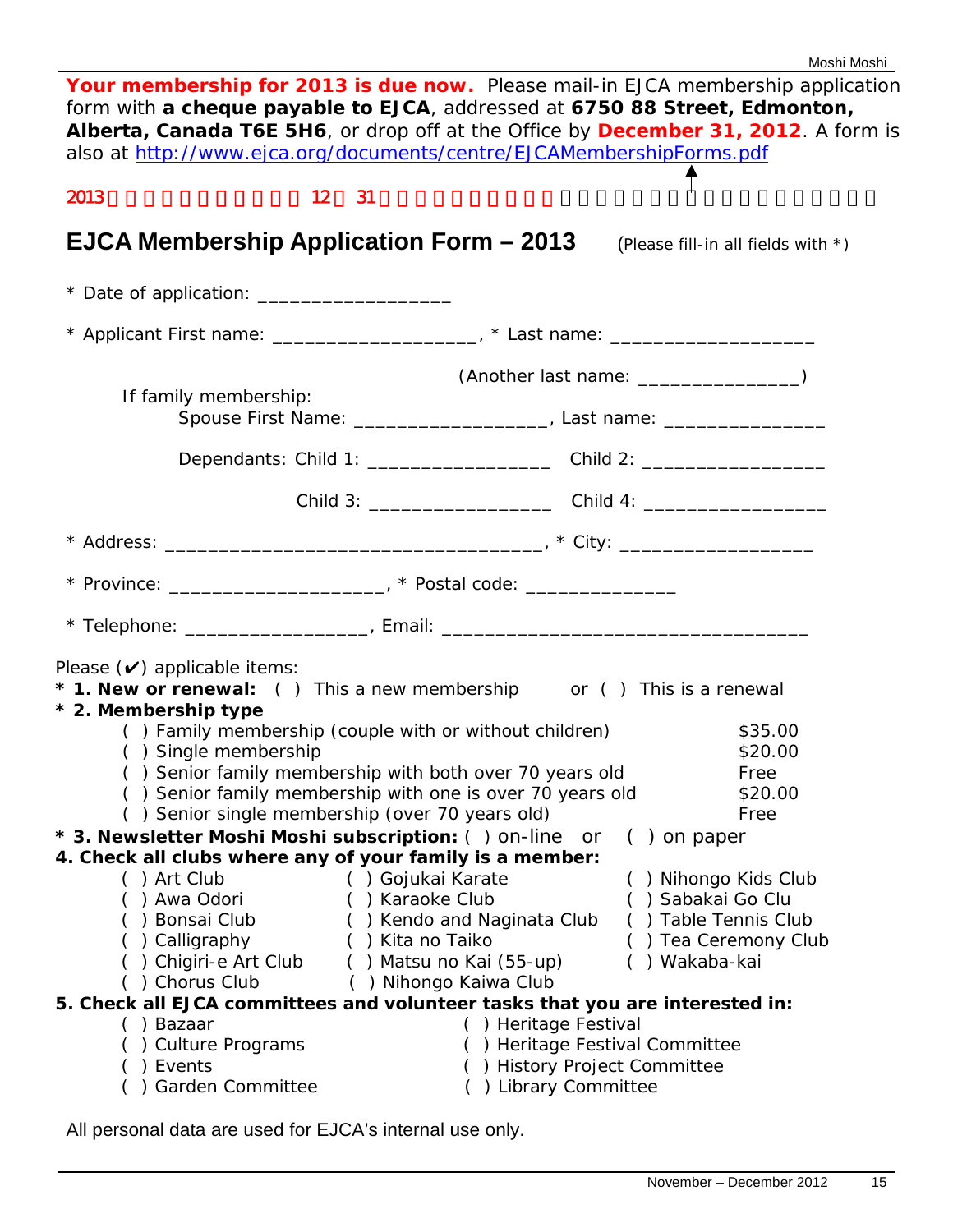**Your membership for 2013 is due now.** Please mail-in EJCA membership application form with **a cheque payable to EJCA**, addressed at **6750 88 Street, Edmonton, Alberta, Canada T6E 5H6**, or drop off at the Office by **December 31, 2012**. A form is also at http://www.ejca.org/documents/centre/EJCAMembershipForms.pdf

2013□□□□□□□□□□12□31□□□□□□□□□□□□□□□□□□□□□□□□□□□□□

## EJCA Membership Application Form – 2013

(Please fill-in all fields with *)

* Date of application: _________________

* Applicant First name: __________________, * Last name: __________________

(Another last name: _______________)

If family membership:

Spouse First Name: _________________, Last name: _______________

Dependants: Child 1: ________________ Child 2: ________________

Child 3: ________________ Child 4: ________________

* Address: __________________________________, * City: _________________

* Province: ___________________, * Postal code: ______________

* Telephone: ________________, Email: ________________________________

Please (✔) applicable items:

**\* 1. New or renewal:** ( ) This a new membership or ( ) This is a renewal

**\* 2. Membership type**

| | |
|---|---|
| ( ) Family membership (couple with or without children) | $35.00 |
| ( ) Single membership | $20.00 |
| ( ) Senior family membership with both over 70 years old | Free |
| ( ) Senior family membership with one is over 70 years old | $20.00 |
| ( ) Senior single membership (over 70 years old) | Free |

**\* 3. Newsletter Moshi Moshi subscription:** ( ) on-line or ( ) on paper

**4. Check all clubs where any of your family is a member:**

- ( ) Art Club
- ( ) Awa Odori
- ( ) Bonsai Club
- ( ) Calligraphy
- ( ) Chigiri-e Art Club
- ( ) Chorus Club
- ( ) Gojukai Karate
- ( ) Karaoke Club
- ( ) Kendo and Naginata Club
- ( ) Kita no Taiko
- ( ) Matsu no Kai (55-up)
- ( ) Nihongo Kaiwa Club
- ( ) Nihongo Kids Club
- ( ) Sabakai Go Clu
- ( ) Table Tennis Club
- ( ) Tea Ceremony Club
- ( ) Wakaba-kai

**5. Check all EJCA committees and volunteer tasks that you are interested in:**

- ( ) Bazaar
- ( ) Culture Programs
- ( ) Events
- ( ) Garden Committee
- ( ) Heritage Festival
- ( ) Heritage Festival Committee
- ( ) History Project Committee
- ( ) Library Committee

All personal data are used for EJCA's internal use only.